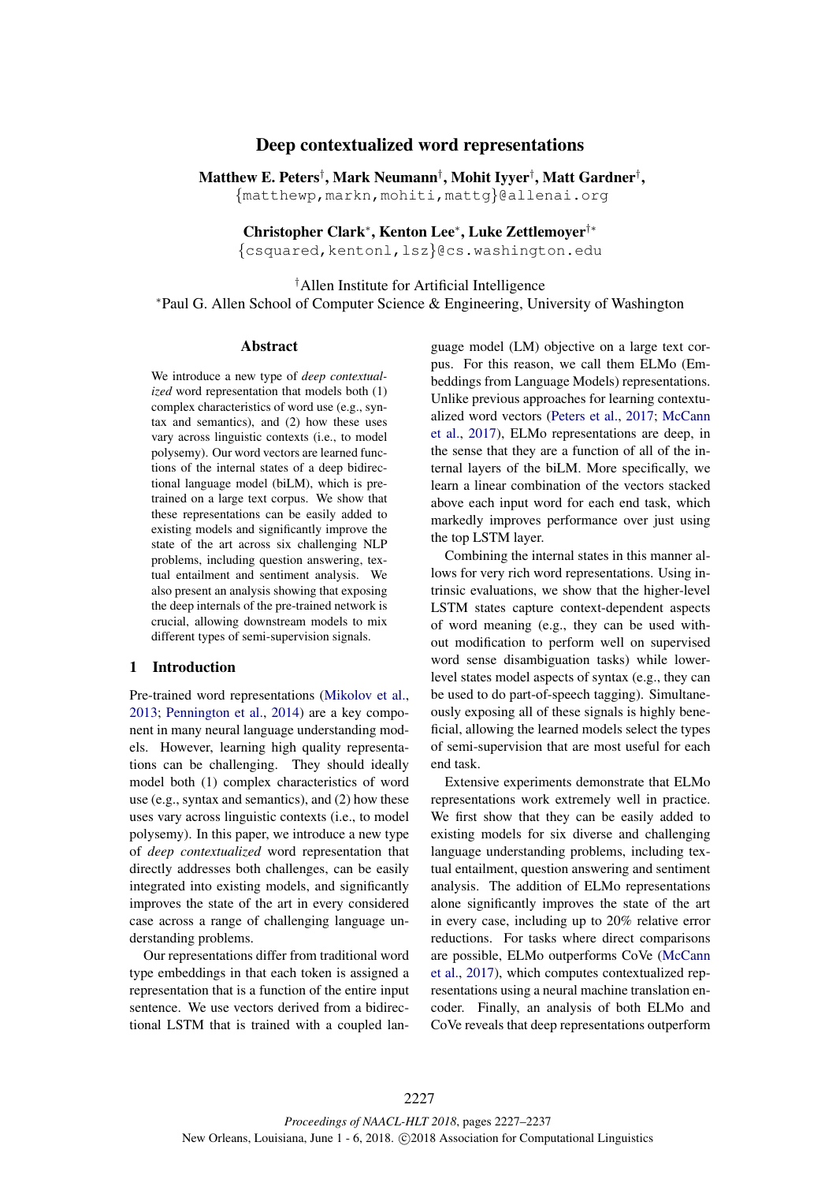# Deep contextualized word representations

**Matthew E. Peters**[†], **Mark Neumann**[†], **Mohit Iyyer**[†], **Matt Gardner**[†],
{matthewp,markn,mohiti,mattg}@allenai.org

**Christopher Clark**[*], **Kenton Lee**[*], **Luke Zettlemoyer**[†*]
{csquared,kentonl,lsz}@cs.washington.edu

[†]Allen Institute for Artificial Intelligence
[*]Paul G. Allen School of Computer Science & Engineering, University of Washington

## Abstract

We introduce a new type of *deep contextualized* word representation that models both (1) complex characteristics of word use (e.g., syntax and semantics), and (2) how these uses vary across linguistic contexts (i.e., to model polysemy). Our word vectors are learned functions of the internal states of a deep bidirectional language model (biLM), which is pre-trained on a large text corpus. We show that these representations can be easily added to existing models and significantly improve the state of the art across six challenging NLP problems, including question answering, textual entailment and sentiment analysis. We also present an analysis showing that exposing the deep internals of the pre-trained network is crucial, allowing downstream models to mix different types of semi-supervision signals.

## 1 Introduction

Pre-trained word representations (Mikolov et al., 2013; Pennington et al., 2014) are a key component in many neural language understanding models. However, learning high quality representations can be challenging. They should ideally model both (1) complex characteristics of word use (e.g., syntax and semantics), and (2) how these uses vary across linguistic contexts (i.e., to model polysemy). In this paper, we introduce a new type of *deep contextualized* word representation that directly addresses both challenges, can be easily integrated into existing models, and significantly improves the state of the art in every considered case across a range of challenging language understanding problems.

Our representations differ from traditional word type embeddings in that each token is assigned a representation that is a function of the entire input sentence. We use vectors derived from a bidirectional LSTM that is trained with a coupled language model (LM) objective on a large text corpus. For this reason, we call them ELMo (Embeddings from Language Models) representations. Unlike previous approaches for learning contextualized word vectors (Peters et al., 2017; McCann et al., 2017), ELMo representations are deep, in the sense that they are a function of all of the internal layers of the biLM. More specifically, we learn a linear combination of the vectors stacked above each input word for each end task, which markedly improves performance over just using the top LSTM layer.

Combining the internal states in this manner allows for very rich word representations. Using intrinsic evaluations, we show that the higher-level LSTM states capture context-dependent aspects of word meaning (e.g., they can be used without modification to perform well on supervised word sense disambiguation tasks) while lower-level states model aspects of syntax (e.g., they can be used to do part-of-speech tagging). Simultaneously exposing all of these signals is highly beneficial, allowing the learned models select the types of semi-supervision that are most useful for each end task.

Extensive experiments demonstrate that ELMo representations work extremely well in practice. We first show that they can be easily added to existing models for six diverse and challenging language understanding problems, including textual entailment, question answering and sentiment analysis. The addition of ELMo representations alone significantly improves the state of the art in every case, including up to 20% relative error reductions. For tasks where direct comparisons are possible, ELMo outperforms CoVe (McCann et al., 2017), which computes contextualized representations using a neural machine translation encoder. Finally, an analysis of both ELMo and CoVe reveals that deep representations outperform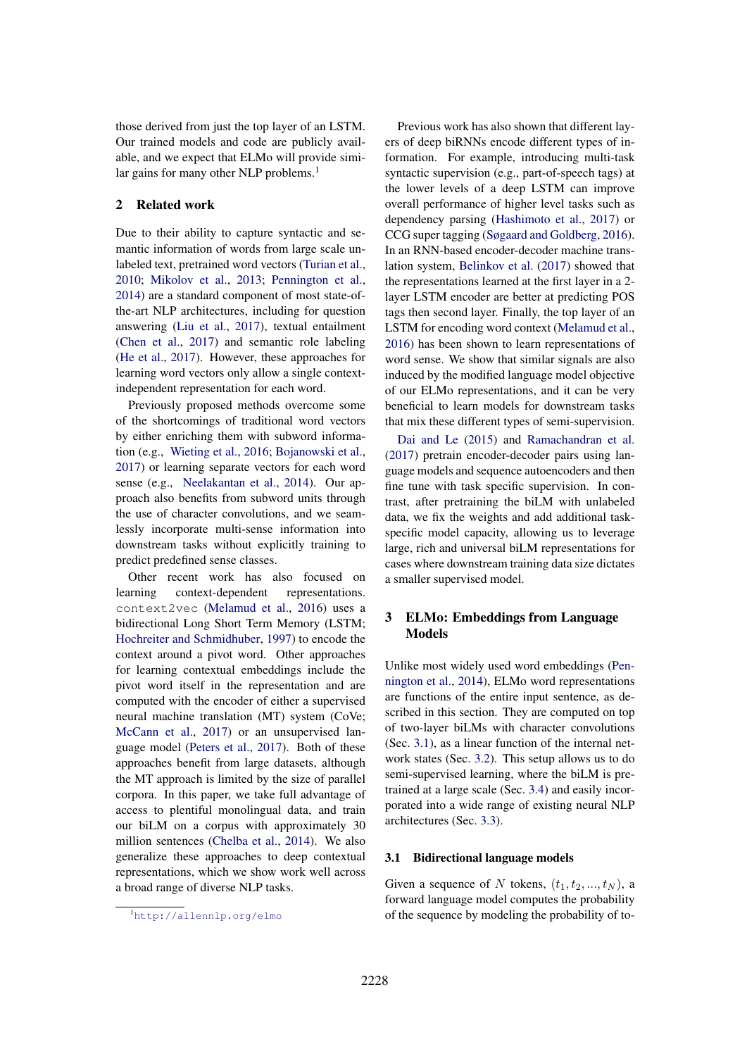those derived from just the top layer of an LSTM. Our trained models and code are publicly available, and we expect that ELMo will provide similar gains for many other NLP problems.[1]

## 2 Related work

Due to their ability to capture syntactic and semantic information of words from large scale unlabeled text, pretrained word vectors (Turian et al., 2010; Mikolov et al., 2013; Pennington et al., 2014) are a standard component of most state-of-the-art NLP architectures, including for question answering (Liu et al., 2017), textual entailment (Chen et al., 2017) and semantic role labeling (He et al., 2017). However, these approaches for learning word vectors only allow a single context-independent representation for each word.

Previously proposed methods overcome some of the shortcomings of traditional word vectors by either enriching them with subword information (e.g., Wieting et al., 2016; Bojanowski et al., 2017) or learning separate vectors for each word sense (e.g., Neelakantan et al., 2014). Our approach also benefits from subword units through the use of character convolutions, and we seamlessly incorporate multi-sense information into downstream tasks without explicitly training to predict predefined sense classes.

Other recent work has also focused on learning context-dependent representations. `context2vec` (Melamud et al., 2016) uses a bidirectional Long Short Term Memory (LSTM; Hochreiter and Schmidhuber, 1997) to encode the context around a pivot word. Other approaches for learning contextual embeddings include the pivot word itself in the representation and are computed with the encoder of either a supervised neural machine translation (MT) system (CoVe; McCann et al., 2017) or an unsupervised language model (Peters et al., 2017). Both of these approaches benefit from large datasets, although the MT approach is limited by the size of parallel corpora. In this paper, we take full advantage of access to plentiful monolingual data, and train our biLM on a corpus with approximately 30 million sentences (Chelba et al., 2014). We also generalize these approaches to deep contextual representations, which we show work well across a broad range of diverse NLP tasks.

Previous work has also shown that different layers of deep biRNNs encode different types of information. For example, introducing multi-task syntactic supervision (e.g., part-of-speech tags) at the lower levels of a deep LSTM can improve overall performance of higher level tasks such as dependency parsing (Hashimoto et al., 2017) or CCG super tagging (Søgaard and Goldberg, 2016). In an RNN-based encoder-decoder machine translation system, Belinkov et al. (2017) showed that the representations learned at the first layer in a 2-layer LSTM encoder are better at predicting POS tags then second layer. Finally, the top layer of an LSTM for encoding word context (Melamud et al., 2016) has been shown to learn representations of word sense. We show that similar signals are also induced by the modified language model objective of our ELMo representations, and it can be very beneficial to learn models for downstream tasks that mix these different types of semi-supervision.

Dai and Le (2015) and Ramachandran et al. (2017) pretrain encoder-decoder pairs using language models and sequence autoencoders and then fine tune with task specific supervision. In contrast, after pretraining the biLM with unlabeled data, we fix the weights and add additional task-specific model capacity, allowing us to leverage large, rich and universal biLM representations for cases where downstream training data size dictates a smaller supervised model.

## 3 ELMo: Embeddings from Language Models

Unlike most widely used word embeddings (Pennington et al., 2014), ELMo word representations are functions of the entire input sentence, as described in this section. They are computed on top of two-layer biLMs with character convolutions (Sec. 3.1), as a linear function of the internal network states (Sec. 3.2). This setup allows us to do semi-supervised learning, where the biLM is pretrained at a large scale (Sec. 3.4) and easily incorporated into a wide range of existing neural NLP architectures (Sec. 3.3).

### 3.1 Bidirectional language models

Given a sequence of $N$ tokens, $(t_1, t_2, ..., t_N)$, a forward language model computes the probability of the sequence by modeling the probability of to-

[1] http://allennlp.org/elmo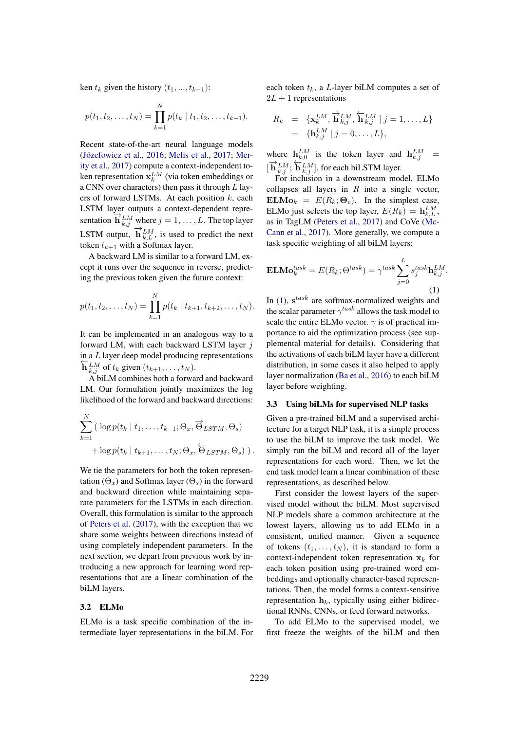ken $t_k$ given the history $(t_1, ..., t_{k-1})$:

$$p(t_1, t_2, \ldots, t_N) = \prod_{k=1}^{N} p(t_k \mid t_1, t_2, \ldots, t_{k-1}).$$

Recent state-of-the-art neural language models (Józefowicz et al., 2016; Melis et al., 2017; Merity et al., 2017) compute a context-independent token representation $\mathbf{x}_k^{LM}$ (via token embeddings or a CNN over characters) then pass it through $L$ layers of forward LSTMs. At each position $k$, each LSTM layer outputs a context-dependent representation $\overrightarrow{\mathbf{h}}_{k,j}^{LM}$ where $j = 1, \ldots, L$. The top layer LSTM output, $\overrightarrow{\mathbf{h}}_{k,L}^{LM}$, is used to predict the next token $t_{k+1}$ with a Softmax layer.

A backward LM is similar to a forward LM, except it runs over the sequence in reverse, predicting the previous token given the future context:

$$p(t_1, t_2, \ldots, t_N) = \prod_{k=1}^{N} p(t_k \mid t_{k+1}, t_{k+2}, \ldots, t_N).$$

It can be implemented in an analogous way to a forward LM, with each backward LSTM layer $j$ in a $L$ layer deep model producing representations $\overleftarrow{\mathbf{h}}_{k,j}^{LM}$ of $t_k$ given $(t_{k+1}, \ldots, t_N)$.

A biLM combines both a forward and backward LM. Our formulation jointly maximizes the log likelihood of the forward and backward directions:

$$\sum_{k=1}^{N} \big( \log p(t_k \mid t_1, \ldots, t_{k-1}; \Theta_x, \overrightarrow{\Theta}_{LSTM}, \Theta_s) + \log p(t_k \mid t_{k+1}, \ldots, t_N; \Theta_x, \overleftarrow{\Theta}_{LSTM}, \Theta_s) \big).$$

We tie the parameters for both the token representation ($\Theta_x$) and Softmax layer ($\Theta_s$) in the forward and backward direction while maintaining separate parameters for the LSTMs in each direction. Overall, this formulation is similar to the approach of Peters et al. (2017), with the exception that we share some weights between directions instead of using completely independent parameters. In the next section, we depart from previous work by introducing a new approach for learning word representations that are a linear combination of the biLM layers.

### 3.2 ELMo

ELMo is a task specific combination of the intermediate layer representations in the biLM. For each token $t_k$, a $L$-layer biLM computes a set of $2L + 1$ representations

$$\begin{aligned} R_k &= \{\mathbf{x}_k^{LM}, \overrightarrow{\mathbf{h}}_{k,j}^{LM}, \overleftarrow{\mathbf{h}}_{k,j}^{LM} \mid j = 1, \ldots, L\} \\ &= \{\mathbf{h}_{k,j}^{LM} \mid j = 0, \ldots, L\}, \end{aligned}$$

where $\mathbf{h}_{k,0}^{LM}$ is the token layer and $\mathbf{h}_{k,j}^{LM} = [\overrightarrow{\mathbf{h}}_{k,j}^{LM}; \overleftarrow{\mathbf{h}}_{k,j}^{LM}]$, for each biLSTM layer.

For inclusion in a downstream model, ELMo collapses all layers in $R$ into a single vector, $\mathbf{ELMo}_k = E(R_k; \mathbf{\Theta}_e)$. In the simplest case, ELMo just selects the top layer, $E(R_k) = \mathbf{h}_{k,L}^{LM}$, as in TagLM (Peters et al., 2017) and CoVe (McCann et al., 2017). More generally, we compute a task specific weighting of all biLM layers:

$$\mathbf{ELMo}_k^{task} = E(R_k; \Theta^{task}) = \gamma^{task} \sum_{j=0}^{L} s_j^{task} \mathbf{h}_{k,j}^{LM}. \tag{1}$$

In (1), $\mathbf{s}^{task}$ are softmax-normalized weights and the scalar parameter $\gamma^{task}$ allows the task model to scale the entire ELMo vector. $\gamma$ is of practical importance to aid the optimization process (see supplemental material for details). Considering that the activations of each biLM layer have a different distribution, in some cases it also helped to apply layer normalization (Ba et al., 2016) to each biLM layer before weighting.

### 3.3 Using biLMs for supervised NLP tasks

Given a pre-trained biLM and a supervised architecture for a target NLP task, it is a simple process to use the biLM to improve the task model. We simply run the biLM and record all of the layer representations for each word. Then, we let the end task model learn a linear combination of these representations, as described below.

First consider the lowest layers of the supervised model without the biLM. Most supervised NLP models share a common architecture at the lowest layers, allowing us to add ELMo in a consistent, unified manner. Given a sequence of tokens $(t_1, \ldots, t_N)$, it is standard to form a context-independent token representation $\mathbf{x}_k$ for each token position using pre-trained word embeddings and optionally character-based representations. Then, the model forms a context-sensitive representation $\mathbf{h}_k$, typically using either bidirectional RNNs, CNNs, or feed forward networks.

To add ELMo to the supervised model, we first freeze the weights of the biLM and then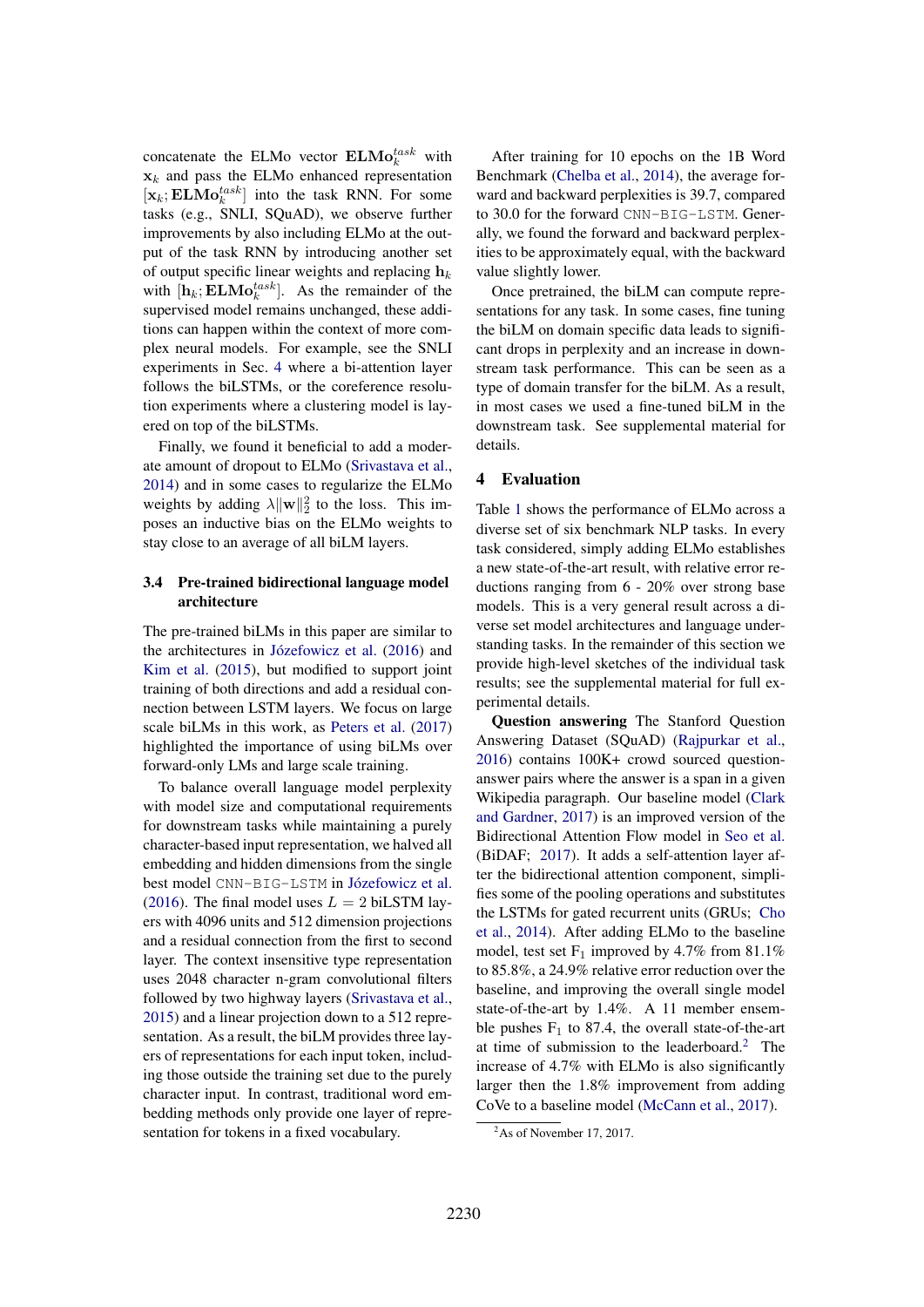concatenate the ELMo vector $\mathbf{ELMo}_k^{task}$ with $\mathbf{x}_k$ and pass the ELMo enhanced representation $[\mathbf{x}_k; \mathbf{ELMo}_k^{task}]$ into the task RNN. For some tasks (e.g., SNLI, SQuAD), we observe further improvements by also including ELMo at the output of the task RNN by introducing another set of output specific linear weights and replacing $\mathbf{h}_k$ with $[\mathbf{h}_k; \mathbf{ELMo}_k^{task}]$. As the remainder of the supervised model remains unchanged, these additions can happen within the context of more complex neural models. For example, see the SNLI experiments in Sec. 4 where a bi-attention layer follows the biLSTMs, or the coreference resolution experiments where a clustering model is layered on top of the biLSTMs.

Finally, we found it beneficial to add a moderate amount of dropout to ELMo (Srivastava et al., 2014) and in some cases to regularize the ELMo weights by adding $\lambda \|\mathbf{w}\|_2^2$ to the loss. This imposes an inductive bias on the ELMo weights to stay close to an average of all biLM layers.

### 3.4 Pre-trained bidirectional language model architecture

The pre-trained biLMs in this paper are similar to the architectures in Józefowicz et al. (2016) and Kim et al. (2015), but modified to support joint training of both directions and add a residual connection between LSTM layers. We focus on large scale biLMs in this work, as Peters et al. (2017) highlighted the importance of using biLMs over forward-only LMs and large scale training.

To balance overall language model perplexity with model size and computational requirements for downstream tasks while maintaining a purely character-based input representation, we halved all embedding and hidden dimensions from the single best model `CNN-BIG-LSTM` in Józefowicz et al. (2016). The final model uses $L = 2$ biLSTM layers with 4096 units and 512 dimension projections and a residual connection from the first to second layer. The context insensitive type representation uses 2048 character n-gram convolutional filters followed by two highway layers (Srivastava et al., 2015) and a linear projection down to a 512 representation. As a result, the biLM provides three layers of representations for each input token, including those outside the training set due to the purely character input. In contrast, traditional word embedding methods only provide one layer of representation for tokens in a fixed vocabulary.

After training for 10 epochs on the 1B Word Benchmark (Chelba et al., 2014), the average forward and backward perplexities is 39.7, compared to 30.0 for the forward `CNN-BIG-LSTM`. Generally, we found the forward and backward perplexities to be approximately equal, with the backward value slightly lower.

Once pretrained, the biLM can compute representations for any task. In some cases, fine tuning the biLM on domain specific data leads to significant drops in perplexity and an increase in downstream task performance. This can be seen as a type of domain transfer for the biLM. As a result, in most cases we used a fine-tuned biLM in the downstream task. See supplemental material for details.

## 4 Evaluation

Table 1 shows the performance of ELMo across a diverse set of six benchmark NLP tasks. In every task considered, simply adding ELMo establishes a new state-of-the-art result, with relative error reductions ranging from 6 - 20% over strong base models. This is a very general result across a diverse set model architectures and language understanding tasks. In the remainder of this section we provide high-level sketches of the individual task results; see the supplemental material for full experimental details.

**Question answering** The Stanford Question Answering Dataset (SQuAD) (Rajpurkar et al., 2016) contains 100K+ crowd sourced question-answer pairs where the answer is a span in a given Wikipedia paragraph. Our baseline model (Clark and Gardner, 2017) is an improved version of the Bidirectional Attention Flow model in Seo et al. (BiDAF; 2017). It adds a self-attention layer after the bidirectional attention component, simplifies some of the pooling operations and substitutes the LSTMs for gated recurrent units (GRUs; Cho et al., 2014). After adding ELMo to the baseline model, test set $F_1$ improved by 4.7% from 81.1% to 85.8%, a 24.9% relative error reduction over the baseline, and improving the overall single model state-of-the-art by 1.4%. A 11 member ensemble pushes $F_1$ to 87.4, the overall state-of-the-art at time of submission to the leaderboard.[2] The increase of 4.7% with ELMo is also significantly larger then the 1.8% improvement from adding CoVe to a baseline model (McCann et al., 2017).

[2] As of November 17, 2017.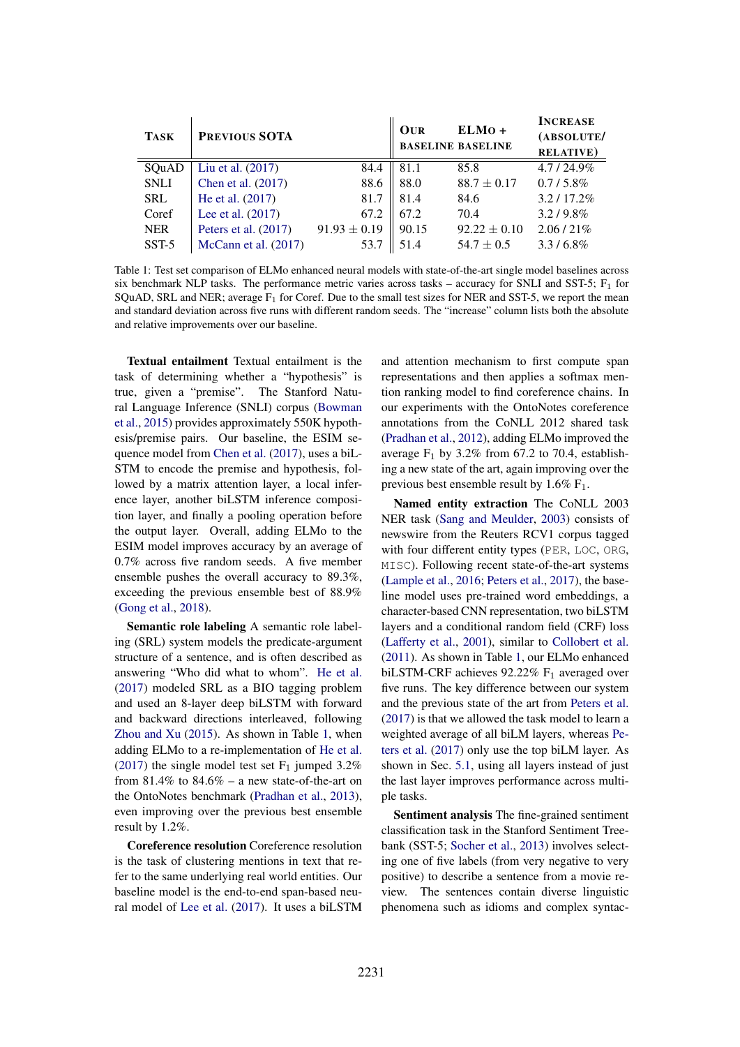| Task | Previous SOTA | | Our baseline | ELMo + baseline | Increase (absolute/ relative) |
|---|---|---|---|---|---|
| SQuAD | Liu et al. (2017) | 84.4 | 81.1 | 85.8 | 4.7 / 24.9% |
| SNLI | Chen et al. (2017) | 88.6 | 88.0 | 88.7 ± 0.17 | 0.7 / 5.8% |
| SRL | He et al. (2017) | 81.7 | 81.4 | 84.6 | 3.2 / 17.2% |
| Coref | Lee et al. (2017) | 67.2 | 67.2 | 70.4 | 3.2 / 9.8% |
| NER | Peters et al. (2017) | 91.93 ± 0.19 | 90.15 | 92.22 ± 0.10 | 2.06 / 21% |
| SST-5 | McCann et al. (2017) | 53.7 | 51.4 | 54.7 ± 0.5 | 3.3 / 6.8% |

Table 1: Test set comparison of ELMo enhanced neural models with state-of-the-art single model baselines across six benchmark NLP tasks. The performance metric varies across tasks – accuracy for SNLI and SST-5; $F_1$ for SQuAD, SRL and NER; average $F_1$ for Coref. Due to the small test sizes for NER and SST-5, we report the mean and standard deviation across five runs with different random seeds. The "increase" column lists both the absolute and relative improvements over our baseline.

**Textual entailment** Textual entailment is the task of determining whether a "hypothesis" is true, given a "premise". The Stanford Natural Language Inference (SNLI) corpus (Bowman et al., 2015) provides approximately 550K hypothesis/premise pairs. Our baseline, the ESIM sequence model from Chen et al. (2017), uses a biLSTM to encode the premise and hypothesis, followed by a matrix attention layer, a local inference layer, another biLSTM inference composition layer, and finally a pooling operation before the output layer. Overall, adding ELMo to the ESIM model improves accuracy by an average of 0.7% across five random seeds. A five member ensemble pushes the overall accuracy to 89.3%, exceeding the previous ensemble best of 88.9% (Gong et al., 2018).

**Semantic role labeling** A semantic role labeling (SRL) system models the predicate-argument structure of a sentence, and is often described as answering "Who did what to whom". He et al. (2017) modeled SRL as a BIO tagging problem and used an 8-layer deep biLSTM with forward and backward directions interleaved, following Zhou and Xu (2015). As shown in Table 1, when adding ELMo to a re-implementation of He et al. (2017) the single model test set $F_1$ jumped 3.2% from 81.4% to 84.6% – a new state-of-the-art on the OntoNotes benchmark (Pradhan et al., 2013), even improving over the previous best ensemble result by 1.2%.

**Coreference resolution** Coreference resolution is the task of clustering mentions in text that refer to the same underlying real world entities. Our baseline model is the end-to-end span-based neural model of Lee et al. (2017). It uses a biLSTM and attention mechanism to first compute span representations and then applies a softmax mention ranking model to find coreference chains. In our experiments with the OntoNotes coreference annotations from the CoNLL 2012 shared task (Pradhan et al., 2012), adding ELMo improved the average $F_1$ by 3.2% from 67.2 to 70.4, establishing a new state of the art, again improving over the previous best ensemble result by 1.6% $F_1$.

**Named entity extraction** The CoNLL 2003 NER task (Sang and Meulder, 2003) consists of newswire from the Reuters RCV1 corpus tagged with four different entity types (PER, LOC, ORG, MISC). Following recent state-of-the-art systems (Lample et al., 2016; Peters et al., 2017), the baseline model uses pre-trained word embeddings, a character-based CNN representation, two biLSTM layers and a conditional random field (CRF) loss (Lafferty et al., 2001), similar to Collobert et al. (2011). As shown in Table 1, our ELMo enhanced biLSTM-CRF achieves 92.22% $F_1$ averaged over five runs. The key difference between our system and the previous state of the art from Peters et al. (2017) is that we allowed the task model to learn a weighted average of all biLM layers, whereas Peters et al. (2017) only use the top biLM layer. As shown in Sec. 5.1, using all layers instead of just the last layer improves performance across multiple tasks.

**Sentiment analysis** The fine-grained sentiment classification task in the Stanford Sentiment Treebank (SST-5; Socher et al., 2013) involves selecting one of five labels (from very negative to very positive) to describe a sentence from a movie review. The sentences contain diverse linguistic phenomena such as idioms and complex syntac-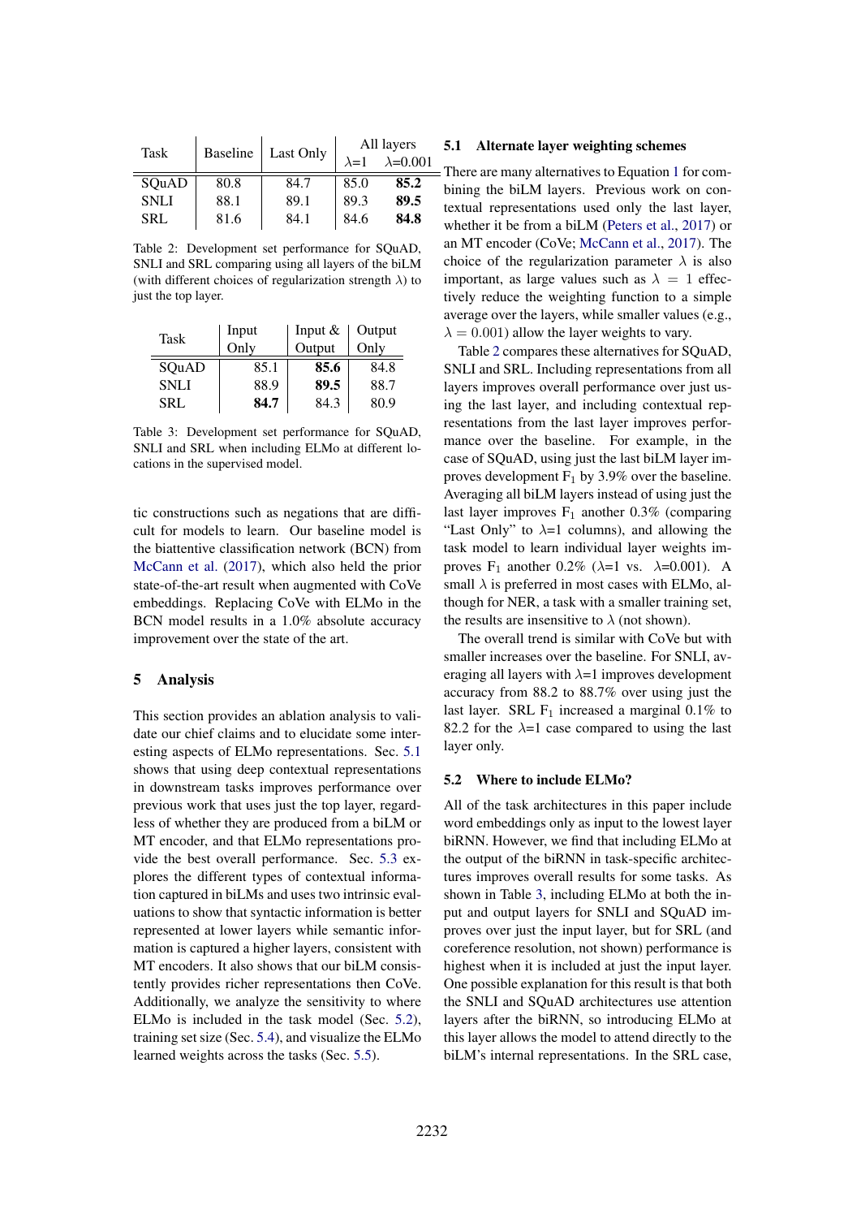| Task | Baseline | Last Only | All layers | |
|---|---|---|---|---|
| | | | $\lambda$=1 | $\lambda$=0.001 |
| SQuAD | 80.8 | 84.7 | 85.0 | **85.2** |
| SNLI | 88.1 | 89.1 | 89.3 | **89.5** |
| SRL | 81.6 | 84.1 | 84.6 | **84.8** |

Table 2: Development set performance for SQuAD, SNLI and SRL comparing using all layers of the biLM (with different choices of regularization strength $\lambda$) to just the top layer.

| Task | Input Only | Input & Output | Output Only |
|---|---|---|---|
| SQuAD | 85.1 | **85.6** | 84.8 |
| SNLI | 88.9 | **89.5** | 88.7 |
| SRL | **84.7** | 84.3 | 80.9 |

Table 3: Development set performance for SQuAD, SNLI and SRL when including ELMo at different locations in the supervised model.

tic constructions such as negations that are difficult for models to learn. Our baseline model is the biattentive classification network (BCN) from McCann et al. (2017), which also held the prior state-of-the-art result when augmented with CoVe embeddings. Replacing CoVe with ELMo in the BCN model results in a 1.0% absolute accuracy improvement over the state of the art.

## 5 Analysis

This section provides an ablation analysis to validate our chief claims and to elucidate some interesting aspects of ELMo representations. Sec. 5.1 shows that using deep contextual representations in downstream tasks improves performance over previous work that uses just the top layer, regardless of whether they are produced from a biLM or MT encoder, and that ELMo representations provide the best overall performance. Sec. 5.3 explores the different types of contextual information captured in biLMs and uses two intrinsic evaluations to show that syntactic information is better represented at lower layers while semantic information is captured a higher layers, consistent with MT encoders. It also shows that our biLM consistently provides richer representations then CoVe. Additionally, we analyze the sensitivity to where ELMo is included in the task model (Sec. 5.2), training set size (Sec. 5.4), and visualize the ELMo learned weights across the tasks (Sec. 5.5).

### 5.1 Alternate layer weighting schemes

There are many alternatives to Equation 1 for combining the biLM layers. Previous work on contextual representations used only the last layer, whether it be from a biLM (Peters et al., 2017) or an MT encoder (CoVe; McCann et al., 2017). The choice of the regularization parameter $\lambda$ is also important, as large values such as $\lambda = 1$ effectively reduce the weighting function to a simple average over the layers, while smaller values (e.g., $\lambda = 0.001$) allow the layer weights to vary.

Table 2 compares these alternatives for SQuAD, SNLI and SRL. Including representations from all layers improves overall performance over just using the last layer, and including contextual representations from the last layer improves performance over the baseline. For example, in the case of SQuAD, using just the last biLM layer improves development $F_1$ by 3.9% over the baseline. Averaging all biLM layers instead of using just the last layer improves $F_1$ another 0.3% (comparing "Last Only" to $\lambda$=1 columns), and allowing the task model to learn individual layer weights improves $F_1$ another 0.2% ($\lambda$=1 vs. $\lambda$=0.001). A small $\lambda$ is preferred in most cases with ELMo, although for NER, a task with a smaller training set, the results are insensitive to $\lambda$ (not shown).

The overall trend is similar with CoVe but with smaller increases over the baseline. For SNLI, averaging all layers with $\lambda$=1 improves development accuracy from 88.2 to 88.7% over using just the last layer. SRL $F_1$ increased a marginal 0.1% to 82.2 for the $\lambda$=1 case compared to using the last layer only.

### 5.2 Where to include ELMo?

All of the task architectures in this paper include word embeddings only as input to the lowest layer biRNN. However, we find that including ELMo at the output of the biRNN in task-specific architectures improves overall results for some tasks. As shown in Table 3, including ELMo at both the input and output layers for SNLI and SQuAD improves over just the input layer, but for SRL (and coreference resolution, not shown) performance is highest when it is included at just the input layer. One possible explanation for this result is that both the SNLI and SQuAD architectures use attention layers after the biRNN, so introducing ELMo at this layer allows the model to attend directly to the biLM's internal representations. In the SRL case,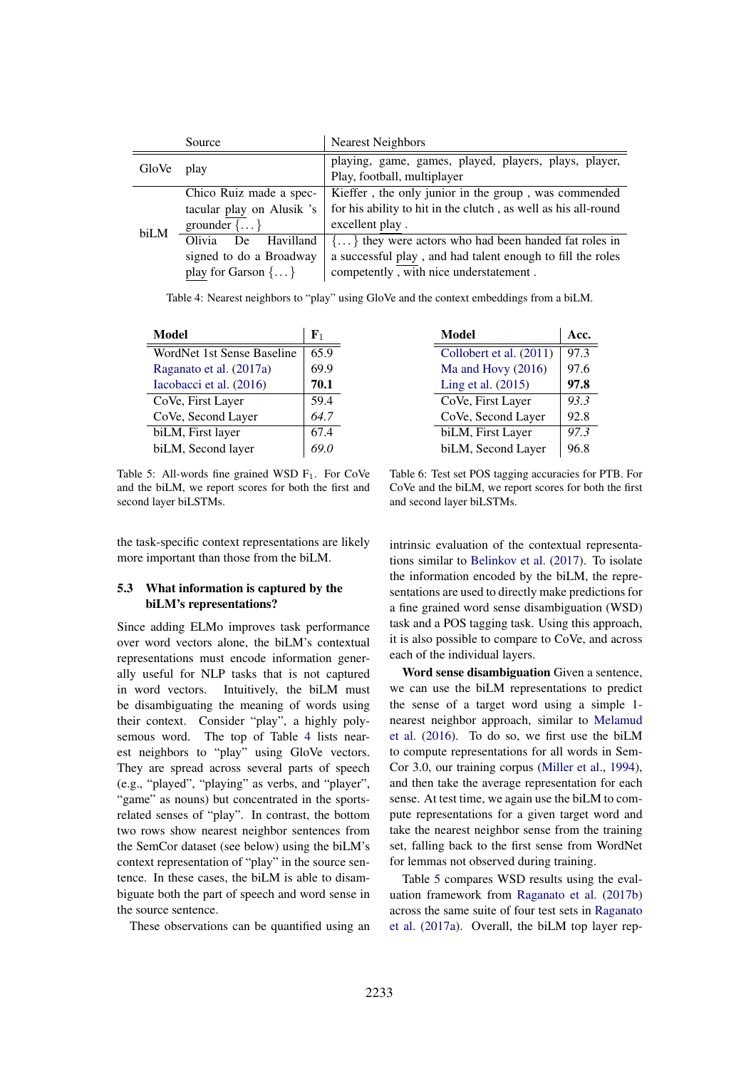| | Source | Nearest Neighbors |
|---|---|---|
| GloVe | play | playing, game, games, played, players, plays, player, Play, football, multiplayer |
| biLM | Chico Ruiz made a spectacular play on Alusik 's grounder {...} | Kieffer , the only junior in the group , was commended for his ability to hit in the clutch , as well as his all-round excellent play . |
| | Olivia De Havilland signed to do a Broadway play for Garson {...} | {...} they were actors who had been handed fat roles in a successful play , and had talent enough to fill the roles competently , with nice understatement . |

Table 4: Nearest neighbors to "play" using GloVe and the context embeddings from a biLM.

| **Model** | $\mathbf{F_1}$ |
|---|---|
| WordNet 1st Sense Baseline | 65.9 |
| Raganato et al. (2017a) | 69.9 |
| Iacobacci et al. (2016) | **70.1** |
| CoVe, First Layer | 59.4 |
| CoVe, Second Layer | *64.7* |
| biLM, First layer | 67.4 |
| biLM, Second layer | *69.0* |

Table 5: All-words fine grained WSD $F_1$. For CoVe and the biLM, we report scores for both the first and second layer biLSTMs.

| **Model** | **Acc.** |
|---|---|
| Collobert et al. (2011) | 97.3 |
| Ma and Hovy (2016) | 97.6 |
| Ling et al. (2015) | **97.8** |
| CoVe, First Layer | *93.3* |
| CoVe, Second Layer | 92.8 |
| biLM, First Layer | *97.3* |
| biLM, Second Layer | 96.8 |

Table 6: Test set POS tagging accuracies for PTB. For CoVe and the biLM, we report scores for both the first and second layer biLSTMs.

the task-specific context representations are likely more important than those from the biLM.

### 5.3 What information is captured by the biLM's representations?

Since adding ELMo improves task performance over word vectors alone, the biLM's contextual representations must encode information generally useful for NLP tasks that is not captured in word vectors. Intuitively, the biLM must be disambiguating the meaning of words using their context. Consider "play", a highly polysemous word. The top of Table 4 lists nearest neighbors to "play" using GloVe vectors. They are spread across several parts of speech (e.g., "played", "playing" as verbs, and "player", "game" as nouns) but concentrated in the sports-related senses of "play". In contrast, the bottom two rows show nearest neighbor sentences from the SemCor dataset (see below) using the biLM's context representation of "play" in the source sentence. In these cases, the biLM is able to disambiguate both the part of speech and word sense in the source sentence.

These observations can be quantified using an intrinsic evaluation of the contextual representations similar to Belinkov et al. (2017). To isolate the information encoded by the biLM, the representations are used to directly make predictions for a fine grained word sense disambiguation (WSD) task and a POS tagging task. Using this approach, it is also possible to compare to CoVe, and across each of the individual layers.

**Word sense disambiguation** Given a sentence, we can use the biLM representations to predict the sense of a target word using a simple 1-nearest neighbor approach, similar to Melamud et al. (2016). To do so, we first use the biLM to compute representations for all words in SemCor 3.0, our training corpus (Miller et al., 1994), and then take the average representation for each sense. At test time, we again use the biLM to compute representations for a given target word and take the nearest neighbor sense from the training set, falling back to the first sense from WordNet for lemmas not observed during training.

Table 5 compares WSD results using the evaluation framework from Raganato et al. (2017b) across the same suite of four test sets in Raganato et al. (2017a). Overall, the biLM top layer rep-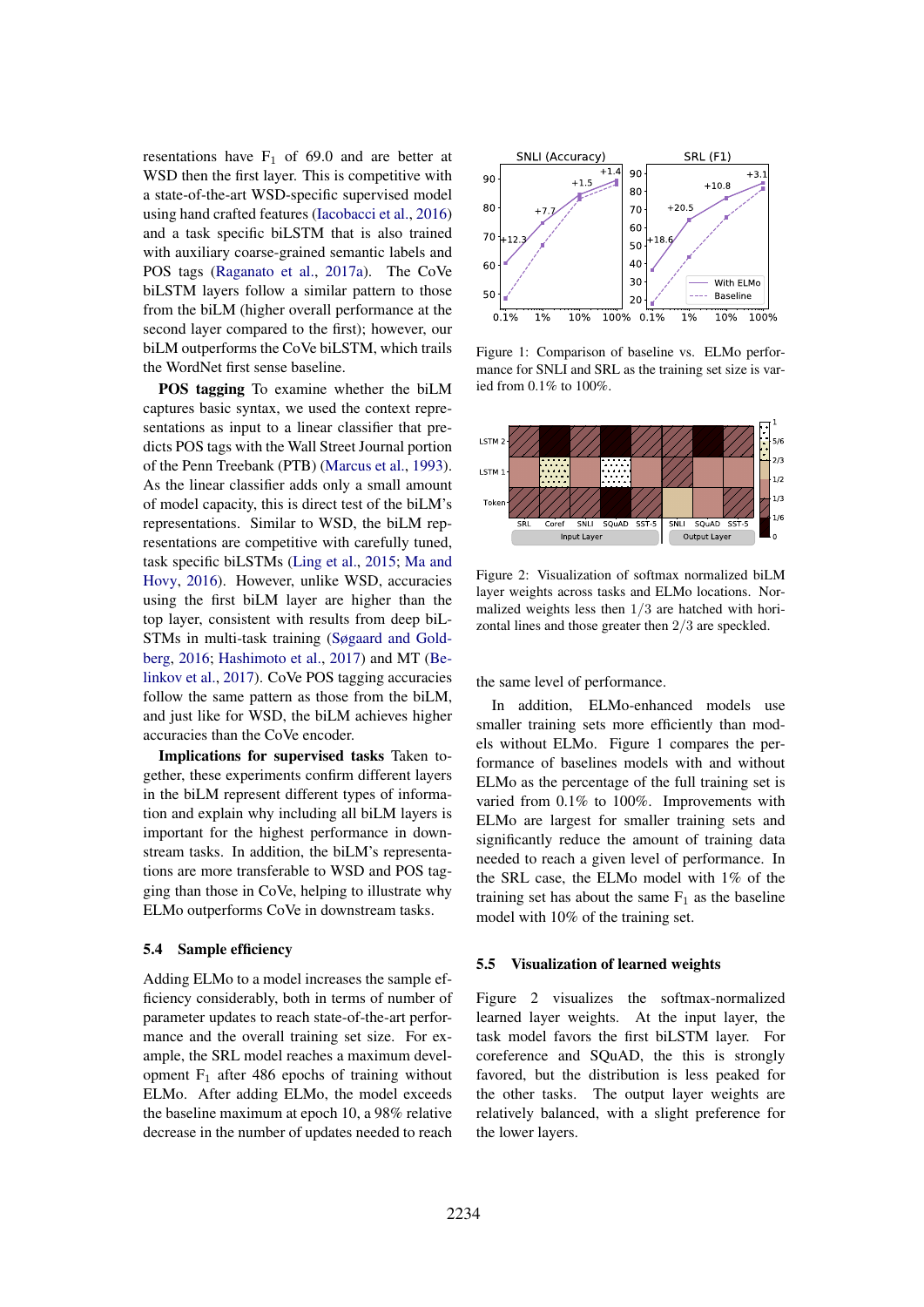resentations have $F_1$ of 69.0 and are better at WSD then the first layer. This is competitive with a state-of-the-art WSD-specific supervised model using hand crafted features (Iacobacci et al., 2016) and a task specific biLSTM that is also trained with auxiliary coarse-grained semantic labels and POS tags (Raganato et al., 2017a). The CoVe biLSTM layers follow a similar pattern to those from the biLM (higher overall performance at the second layer compared to the first); however, our biLM outperforms the CoVe biLSTM, which trails the WordNet first sense baseline.

**POS tagging** To examine whether the biLM captures basic syntax, we used the context representations as input to a linear classifier that predicts POS tags with the Wall Street Journal portion of the Penn Treebank (PTB) (Marcus et al., 1993). As the linear classifier adds only a small amount of model capacity, this is direct test of the biLM's representations. Similar to WSD, the biLM representations are competitive with carefully tuned, task specific biLSTMs (Ling et al., 2015; Ma and Hovy, 2016). However, unlike WSD, accuracies using the first biLM layer are higher than the top layer, consistent with results from deep biLSTMs in multi-task training (Søgaard and Goldberg, 2016; Hashimoto et al., 2017) and MT (Belinkov et al., 2017). CoVe POS tagging accuracies follow the same pattern as those from the biLM, and just like for WSD, the biLM achieves higher accuracies than the CoVe encoder.

**Implications for supervised tasks** Taken together, these experiments confirm different layers in the biLM represent different types of information and explain why including all biLM layers is important for the highest performance in downstream tasks. In addition, the biLM's representations are more transferable to WSD and POS tagging than those in CoVe, helping to illustrate why ELMo outperforms CoVe in downstream tasks.

### 5.4 Sample efficiency

Adding ELMo to a model increases the sample efficiency considerably, both in terms of number of parameter updates to reach state-of-the-art performance and the overall training set size. For example, the SRL model reaches a maximum development $F_1$ after 486 epochs of training without ELMo. After adding ELMo, the model exceeds the baseline maximum at epoch 10, a 98% relative decrease in the number of updates needed to reach the same level of performance.

In addition, ELMo-enhanced models use smaller training sets more efficiently than models without ELMo. Figure 1 compares the performance of baselines models with and without ELMo as the percentage of the full training set is varied from 0.1% to 100%. Improvements with ELMo are largest for smaller training sets and significantly reduce the amount of training data needed to reach a given level of performance. In the SRL case, the ELMo model with 1% of the training set has about the same $F_1$ as the baseline model with 10% of the training set.

Figure 1: Comparison of baseline vs. ELMo performance for SNLI and SRL as the training set size is varied from 0.1% to 100%.

Figure 2: Visualization of softmax normalized biLM layer weights across tasks and ELMo locations. Normalized weights less then $1/3$ are hatched with horizontal lines and those greater then $2/3$ are speckled.

### 5.5 Visualization of learned weights

Figure 2 visualizes the softmax-normalized learned layer weights. At the input layer, the task model favors the first biLSTM layer. For coreference and SQuAD, the this is strongly favored, but the distribution is less peaked for the other tasks. The output layer weights are relatively balanced, with a slight preference for the lower layers.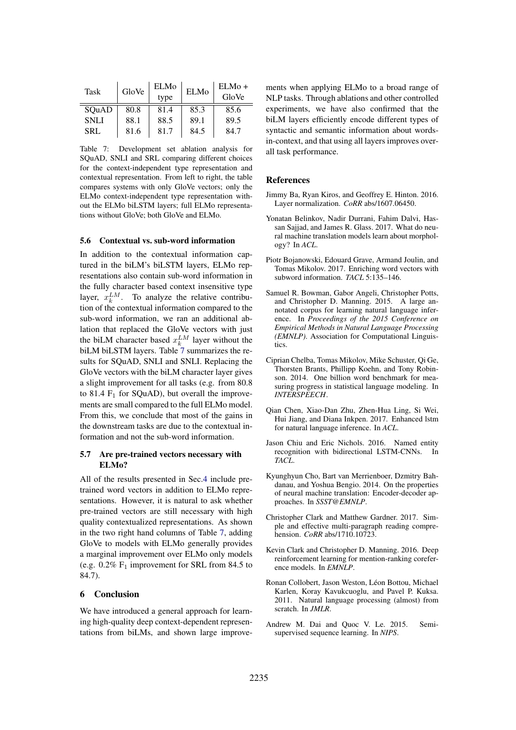| Task | GloVe | ELMo type | ELMo | ELMo + GloVe |
|---|---|---|---|---|
| SQuAD | 80.8 | 81.4 | 85.3 | 85.6 |
| SNLI | 88.1 | 88.5 | 89.1 | 89.5 |
| SRL | 81.6 | 81.7 | 84.5 | 84.7 |

Table 7: Development set ablation analysis for SQuAD, SNLI and SRL comparing different choices for the context-independent type representation and contextual representation. From left to right, the table compares systems with only GloVe vectors; only the ELMo context-independent type representation without the ELMo biLSTM layers; full ELMo representations without GloVe; both GloVe and ELMo.

### 5.6 Contextual vs. sub-word information

In addition to the contextual information captured in the biLM's biLSTM layers, ELMo representations also contain sub-word information in the fully character based context insensitive type layer, $x_k^{LM}$. To analyze the relative contribution of the contextual information compared to the sub-word information, we ran an additional ablation that replaced the GloVe vectors with just the biLM character based $x_k^{LM}$ layer without the biLM biLSTM layers. Table 7 summarizes the results for SQuAD, SNLI and SNLI. Replacing the GloVe vectors with the biLM character layer gives a slight improvement for all tasks (e.g. from 80.8 to 81.4 $F_1$ for SQuAD), but overall the improvements are small compared to the full ELMo model. From this, we conclude that most of the gains in the downstream tasks are due to the contextual information and not the sub-word information.

### 5.7 Are pre-trained vectors necessary with ELMo?

All of the results presented in Sec.4 include pre-trained word vectors in addition to ELMo representations. However, it is natural to ask whether pre-trained vectors are still necessary with high quality contextualized representations. As shown in the two right hand columns of Table 7, adding GloVe to models with ELMo generally provides a marginal improvement over ELMo only models (e.g. 0.2% $F_1$ improvement for SRL from 84.5 to 84.7).

## 6 Conclusion

We have introduced a general approach for learning high-quality deep context-dependent representations from biLMs, and shown large improvements when applying ELMo to a broad range of NLP tasks. Through ablations and other controlled experiments, we have also confirmed that the biLM layers efficiently encode different types of syntactic and semantic information about words-in-context, and that using all layers improves overall task performance.

## References

Jimmy Ba, Ryan Kiros, and Geoffrey E. Hinton. 2016. Layer normalization. *CoRR* abs/1607.06450.

Yonatan Belinkov, Nadir Durrani, Fahim Dalvi, Hassan Sajjad, and James R. Glass. 2017. What do neural machine translation models learn about morphology? In *ACL*.

Piotr Bojanowski, Edouard Grave, Armand Joulin, and Tomas Mikolov. 2017. Enriching word vectors with subword information. *TACL* 5:135–146.

Samuel R. Bowman, Gabor Angeli, Christopher Potts, and Christopher D. Manning. 2015. A large annotated corpus for learning natural language inference. In *Proceedings of the 2015 Conference on Empirical Methods in Natural Language Processing (EMNLP)*. Association for Computational Linguistics.

Ciprian Chelba, Tomas Mikolov, Mike Schuster, Qi Ge, Thorsten Brants, Phillipp Koehn, and Tony Robinson. 2014. One billion word benchmark for measuring progress in statistical language modeling. In *INTERSPEECH*.

Qian Chen, Xiao-Dan Zhu, Zhen-Hua Ling, Si Wei, Hui Jiang, and Diana Inkpen. 2017. Enhanced lstm for natural language inference. In *ACL*.

Jason Chiu and Eric Nichols. 2016. Named entity recognition with bidirectional LSTM-CNNs. In *TACL*.

Kyunghyun Cho, Bart van Merrienboer, Dzmitry Bahdanau, and Yoshua Bengio. 2014. On the properties of neural machine translation: Encoder-decoder approaches. In *SSST@EMNLP*.

Christopher Clark and Matthew Gardner. 2017. Simple and effective multi-paragraph reading comprehension. *CoRR* abs/1710.10723.

Kevin Clark and Christopher D. Manning. 2016. Deep reinforcement learning for mention-ranking coreference models. In *EMNLP*.

Ronan Collobert, Jason Weston, Léon Bottou, Michael Karlen, Koray Kavukcuoglu, and Pavel P. Kuksa. 2011. Natural language processing (almost) from scratch. In *JMLR*.

Andrew M. Dai and Quoc V. Le. 2015. Semi-supervised sequence learning. In *NIPS*.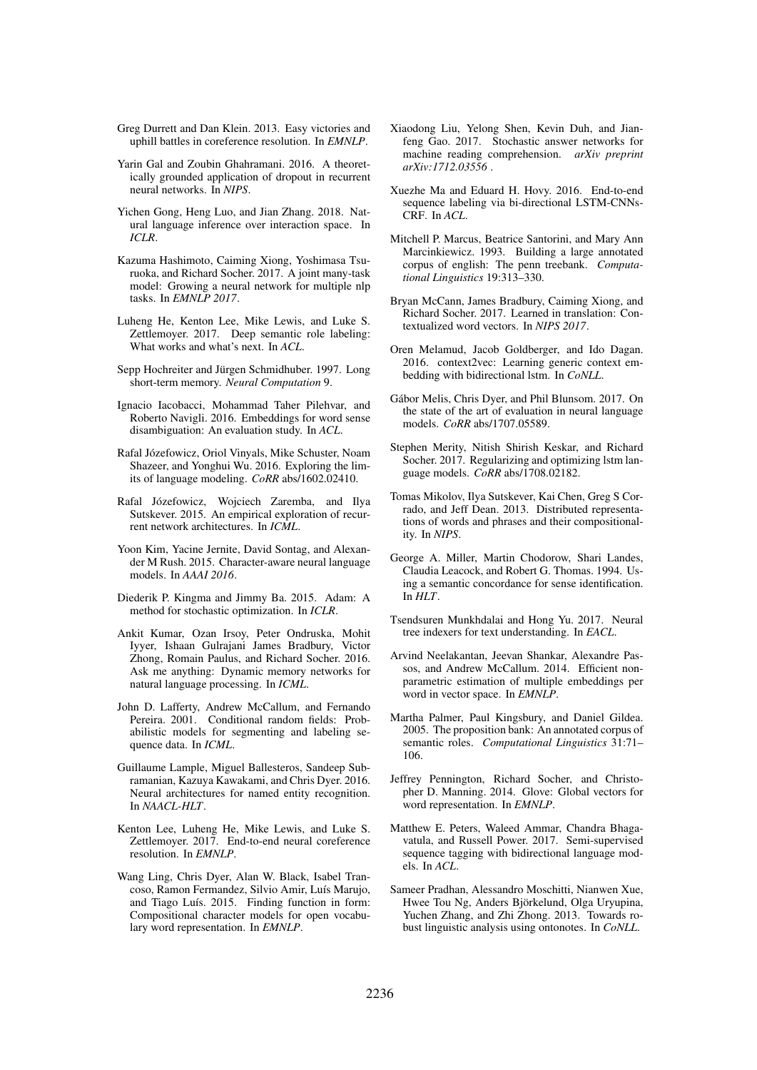Greg Durrett and Dan Klein. 2013. Easy victories and uphill battles in coreference resolution. In *EMNLP*.

Yarin Gal and Zoubin Ghahramani. 2016. A theoretically grounded application of dropout in recurrent neural networks. In *NIPS*.

Yichen Gong, Heng Luo, and Jian Zhang. 2018. Natural language inference over interaction space. In *ICLR*.

Kazuma Hashimoto, Caiming Xiong, Yoshimasa Tsuruoka, and Richard Socher. 2017. A joint many-task model: Growing a neural network for multiple nlp tasks. In *EMNLP 2017*.

Luheng He, Kenton Lee, Mike Lewis, and Luke S. Zettlemoyer. 2017. Deep semantic role labeling: What works and what's next. In *ACL*.

Sepp Hochreiter and Jürgen Schmidhuber. 1997. Long short-term memory. *Neural Computation* 9.

Ignacio Iacobacci, Mohammad Taher Pilehvar, and Roberto Navigli. 2016. Embeddings for word sense disambiguation: An evaluation study. In *ACL*.

Rafal Józefowicz, Oriol Vinyals, Mike Schuster, Noam Shazeer, and Yonghui Wu. 2016. Exploring the limits of language modeling. *CoRR* abs/1602.02410.

Rafal Józefowicz, Wojciech Zaremba, and Ilya Sutskever. 2015. An empirical exploration of recurrent network architectures. In *ICML*.

Yoon Kim, Yacine Jernite, David Sontag, and Alexander M Rush. 2015. Character-aware neural language models. In *AAAI 2016*.

Diederik P. Kingma and Jimmy Ba. 2015. Adam: A method for stochastic optimization. In *ICLR*.

Ankit Kumar, Ozan Irsoy, Peter Ondruska, Mohit Iyyer, Ishaan Gulrajani James Bradbury, Victor Zhong, Romain Paulus, and Richard Socher. 2016. Ask me anything: Dynamic memory networks for natural language processing. In *ICML*.

John D. Lafferty, Andrew McCallum, and Fernando Pereira. 2001. Conditional random fields: Probabilistic models for segmenting and labeling sequence data. In *ICML*.

Guillaume Lample, Miguel Ballesteros, Sandeep Subramanian, Kazuya Kawakami, and Chris Dyer. 2016. Neural architectures for named entity recognition. In *NAACL-HLT*.

Kenton Lee, Luheng He, Mike Lewis, and Luke S. Zettlemoyer. 2017. End-to-end neural coreference resolution. In *EMNLP*.

Wang Ling, Chris Dyer, Alan W. Black, Isabel Trancoso, Ramon Fermandez, Silvio Amir, Luís Marujo, and Tiago Luís. 2015. Finding function in form: Compositional character models for open vocabulary word representation. In *EMNLP*.

Xiaodong Liu, Yelong Shen, Kevin Duh, and Jianfeng Gao. 2017. Stochastic answer networks for machine reading comprehension. *arXiv preprint arXiv:1712.03556* .

Xuezhe Ma and Eduard H. Hovy. 2016. End-to-end sequence labeling via bi-directional LSTM-CNNs-CRF. In *ACL*.

Mitchell P. Marcus, Beatrice Santorini, and Mary Ann Marcinkiewicz. 1993. Building a large annotated corpus of english: The penn treebank. *Computational Linguistics* 19:313–330.

Bryan McCann, James Bradbury, Caiming Xiong, and Richard Socher. 2017. Learned in translation: Contextualized word vectors. In *NIPS 2017*.

Oren Melamud, Jacob Goldberger, and Ido Dagan. 2016. context2vec: Learning generic context embedding with bidirectional lstm. In *CoNLL*.

Gábor Melis, Chris Dyer, and Phil Blunsom. 2017. On the state of the art of evaluation in neural language models. *CoRR* abs/1707.05589.

Stephen Merity, Nitish Shirish Keskar, and Richard Socher. 2017. Regularizing and optimizing lstm language models. *CoRR* abs/1708.02182.

Tomas Mikolov, Ilya Sutskever, Kai Chen, Greg S Corrado, and Jeff Dean. 2013. Distributed representations of words and phrases and their compositionality. In *NIPS*.

George A. Miller, Martin Chodorow, Shari Landes, Claudia Leacock, and Robert G. Thomas. 1994. Using a semantic concordance for sense identification. In *HLT*.

Tsendsuren Munkhdalai and Hong Yu. 2017. Neural tree indexers for text understanding. In *EACL*.

Arvind Neelakantan, Jeevan Shankar, Alexandre Passos, and Andrew McCallum. 2014. Efficient non-parametric estimation of multiple embeddings per word in vector space. In *EMNLP*.

Martha Palmer, Paul Kingsbury, and Daniel Gildea. 2005. The proposition bank: An annotated corpus of semantic roles. *Computational Linguistics* 31:71–106.

Jeffrey Pennington, Richard Socher, and Christopher D. Manning. 2014. Glove: Global vectors for word representation. In *EMNLP*.

Matthew E. Peters, Waleed Ammar, Chandra Bhagavatula, and Russell Power. 2017. Semi-supervised sequence tagging with bidirectional language models. In *ACL*.

Sameer Pradhan, Alessandro Moschitti, Nianwen Xue, Hwee Tou Ng, Anders Björkelund, Olga Uryupina, Yuchen Zhang, and Zhi Zhong. 2013. Towards robust linguistic analysis using ontonotes. In *CoNLL*.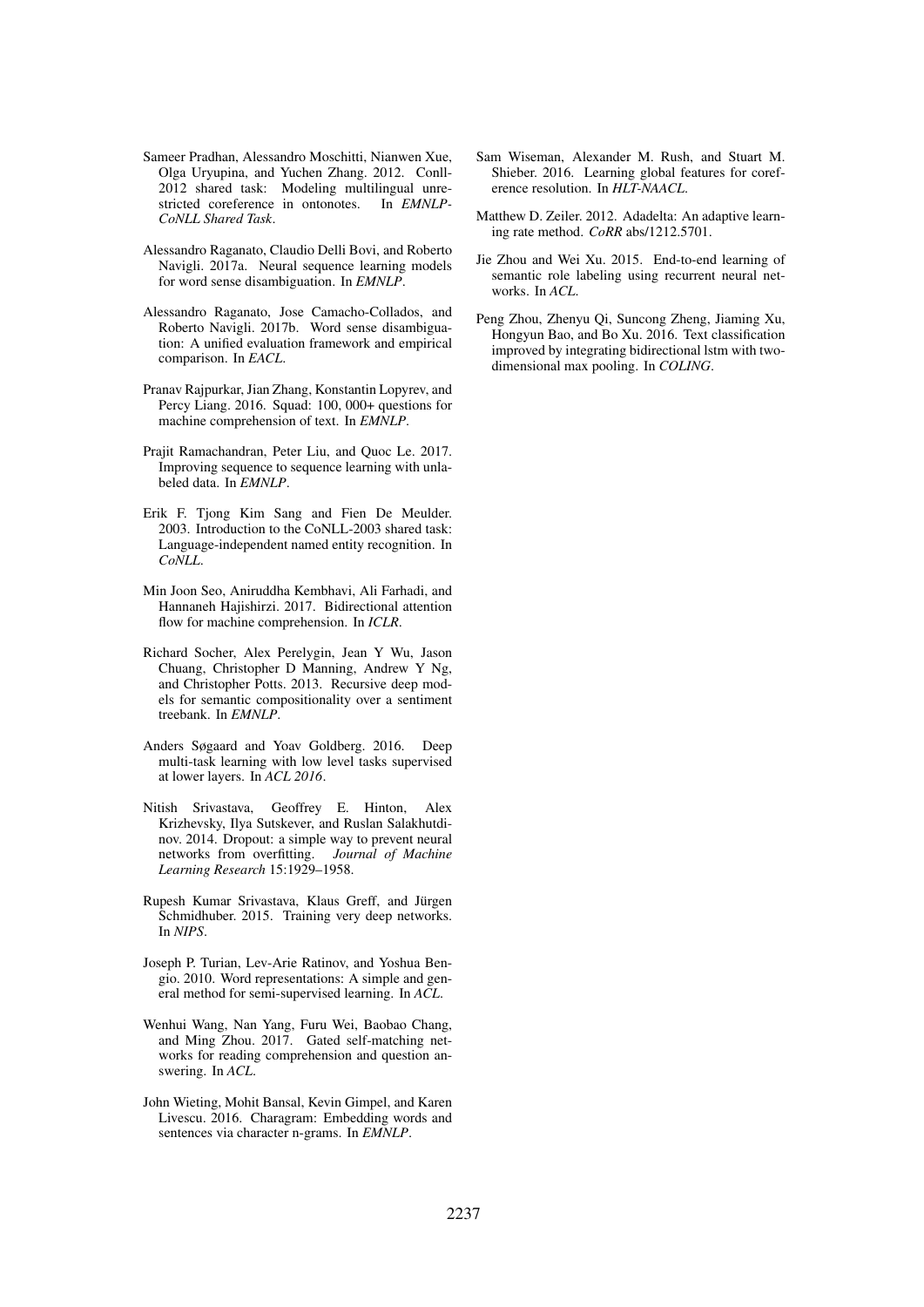Sameer Pradhan, Alessandro Moschitti, Nianwen Xue, Olga Uryupina, and Yuchen Zhang. 2012. Conll-2012 shared task: Modeling multilingual unrestricted coreference in ontonotes. In *EMNLP-CoNLL Shared Task*.

Alessandro Raganato, Claudio Delli Bovi, and Roberto Navigli. 2017a. Neural sequence learning models for word sense disambiguation. In *EMNLP*.

Alessandro Raganato, Jose Camacho-Collados, and Roberto Navigli. 2017b. Word sense disambiguation: A unified evaluation framework and empirical comparison. In *EACL*.

Pranav Rajpurkar, Jian Zhang, Konstantin Lopyrev, and Percy Liang. 2016. Squad: 100, 000+ questions for machine comprehension of text. In *EMNLP*.

Prajit Ramachandran, Peter Liu, and Quoc Le. 2017. Improving sequence to sequence learning with unlabeled data. In *EMNLP*.

Erik F. Tjong Kim Sang and Fien De Meulder. 2003. Introduction to the CoNLL-2003 shared task: Language-independent named entity recognition. In *CoNLL*.

Min Joon Seo, Aniruddha Kembhavi, Ali Farhadi, and Hannaneh Hajishirzi. 2017. Bidirectional attention flow for machine comprehension. In *ICLR*.

Richard Socher, Alex Perelygin, Jean Y Wu, Jason Chuang, Christopher D Manning, Andrew Y Ng, and Christopher Potts. 2013. Recursive deep models for semantic compositionality over a sentiment treebank. In *EMNLP*.

Anders Søgaard and Yoav Goldberg. 2016. Deep multi-task learning with low level tasks supervised at lower layers. In *ACL 2016*.

Nitish Srivastava, Geoffrey E. Hinton, Alex Krizhevsky, Ilya Sutskever, and Ruslan Salakhutdinov. 2014. Dropout: a simple way to prevent neural networks from overfitting. *Journal of Machine Learning Research* 15:1929–1958.

Rupesh Kumar Srivastava, Klaus Greff, and Jürgen Schmidhuber. 2015. Training very deep networks. In *NIPS*.

Joseph P. Turian, Lev-Arie Ratinov, and Yoshua Bengio. 2010. Word representations: A simple and general method for semi-supervised learning. In *ACL*.

Wenhui Wang, Nan Yang, Furu Wei, Baobao Chang, and Ming Zhou. 2017. Gated self-matching networks for reading comprehension and question answering. In *ACL*.

John Wieting, Mohit Bansal, Kevin Gimpel, and Karen Livescu. 2016. Charagram: Embedding words and sentences via character n-grams. In *EMNLP*.

Sam Wiseman, Alexander M. Rush, and Stuart M. Shieber. 2016. Learning global features for coreference resolution. In *HLT-NAACL*.

Matthew D. Zeiler. 2012. Adadelta: An adaptive learning rate method. *CoRR* abs/1212.5701.

Jie Zhou and Wei Xu. 2015. End-to-end learning of semantic role labeling using recurrent neural networks. In *ACL*.

Peng Zhou, Zhenyu Qi, Suncong Zheng, Jiaming Xu, Hongyun Bao, and Bo Xu. 2016. Text classification improved by integrating bidirectional lstm with two-dimensional max pooling. In *COLING*.